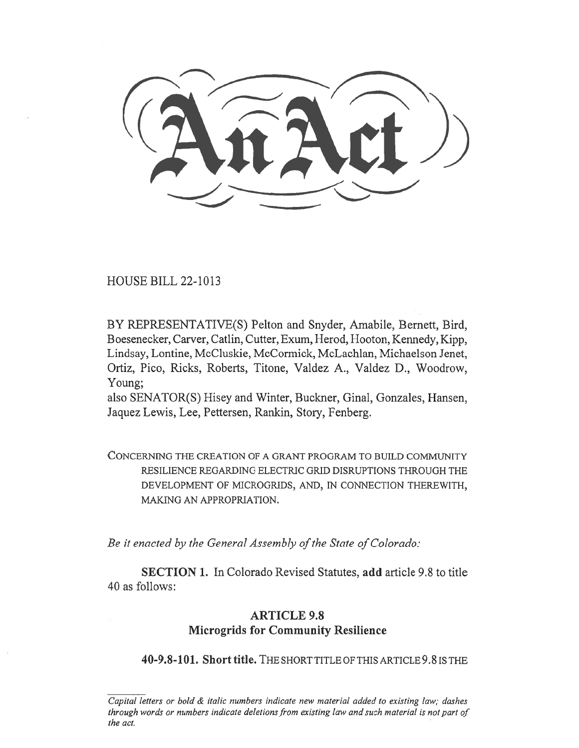# An Act

HOUSE BILL 22-1013

BY REPRESENTATIVE(S) Pelton and Snyder, Amabile, Bernett, Bird, Boesenecker, Carver, Catlin, Cutter, Exum, Herod, Hooton, Kennedy, Kipp, Lindsay, Lontine, McCluskie, McCormick, McLachlan, Michaelson Jenet, Ortiz, Pico, Ricks, Roberts, Titone, Valdez A., Valdez D., Woodrow, Young;

also SENATOR(S) Hisey and Winter, Buckner, Ginal, Gonzales, Hansen, Jaquez Lewis, Lee, Pettersen, Rankin, Story, Fenberg.

CONCERNING THE CREATION OF A GRANT PROGRAM TO BUILD COMMUNITY RESILIENCE REGARDING ELECTRIC GRID DISRUPTIONS THROUGH THE DEVELOPMENT OF MICROGRIDS, AND, IN CONNECTION THEREWITH, MAKING AN APPROPRIATION.

*Be it enacted by the General Assembly of the State of Colorado:*

**SECTION 1.** In Colorado Revised Statutes, **add** article 9.8 to title 40 as follows:

## ARTICLE 9.8
## Microgrids for Community Resilience

**40-9.8-101. Short title.** THE SHORT TITLE OF THIS ARTICLE 9.8 IS THE

*Capital letters or bold & italic numbers indicate new material added to existing law; dashes through words or numbers indicate deletions from existing law and such material is not part of the act.*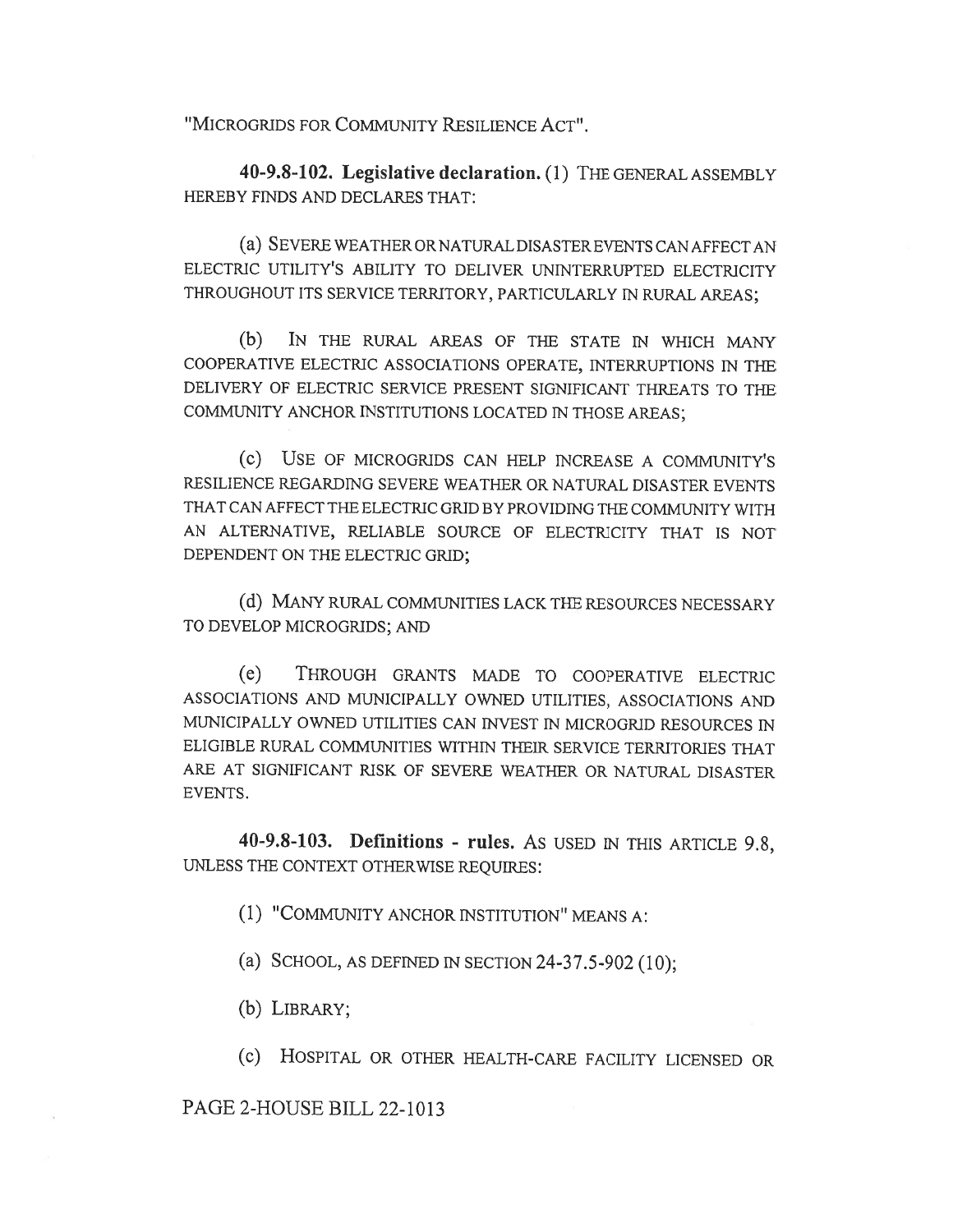"MICROGRIDS FOR COMMUNITY RESILIENCE ACT".

**40-9.8-102. Legislative declaration.** (1) THE GENERAL ASSEMBLY HEREBY FINDS AND DECLARES THAT:

(a) SEVERE WEATHER OR NATURAL DISASTER EVENTS CAN AFFECT AN ELECTRIC UTILITY'S ABILITY TO DELIVER UNINTERRUPTED ELECTRICITY THROUGHOUT ITS SERVICE TERRITORY, PARTICULARLY IN RURAL AREAS;

(b) IN THE RURAL AREAS OF THE STATE IN WHICH MANY COOPERATIVE ELECTRIC ASSOCIATIONS OPERATE, INTERRUPTIONS IN THE DELIVERY OF ELECTRIC SERVICE PRESENT SIGNIFICANT THREATS TO THE COMMUNITY ANCHOR INSTITUTIONS LOCATED IN THOSE AREAS;

(c) USE OF MICROGRIDS CAN HELP INCREASE A COMMUNITY'S RESILIENCE REGARDING SEVERE WEATHER OR NATURAL DISASTER EVENTS THAT CAN AFFECT THE ELECTRIC GRID BY PROVIDING THE COMMUNITY WITH AN ALTERNATIVE, RELIABLE SOURCE OF ELECTRICITY THAT IS NOT DEPENDENT ON THE ELECTRIC GRID;

(d) MANY RURAL COMMUNITIES LACK THE RESOURCES NECESSARY TO DEVELOP MICROGRIDS; AND

(e) THROUGH GRANTS MADE TO COOPERATIVE ELECTRIC ASSOCIATIONS AND MUNICIPALLY OWNED UTILITIES, ASSOCIATIONS AND MUNICIPALLY OWNED UTILITIES CAN INVEST IN MICROGRID RESOURCES IN ELIGIBLE RURAL COMMUNITIES WITHIN THEIR SERVICE TERRITORIES THAT ARE AT SIGNIFICANT RISK OF SEVERE WEATHER OR NATURAL DISASTER EVENTS.

**40-9.8-103. Definitions - rules.** AS USED IN THIS ARTICLE 9.8, UNLESS THE CONTEXT OTHERWISE REQUIRES:

(1) "COMMUNITY ANCHOR INSTITUTION" MEANS A:

(a) SCHOOL, AS DEFINED IN SECTION 24-37.5-902 (10);

(b) LIBRARY;

(c) HOSPITAL OR OTHER HEALTH-CARE FACILITY LICENSED OR

PAGE 2-HOUSE BILL 22-1013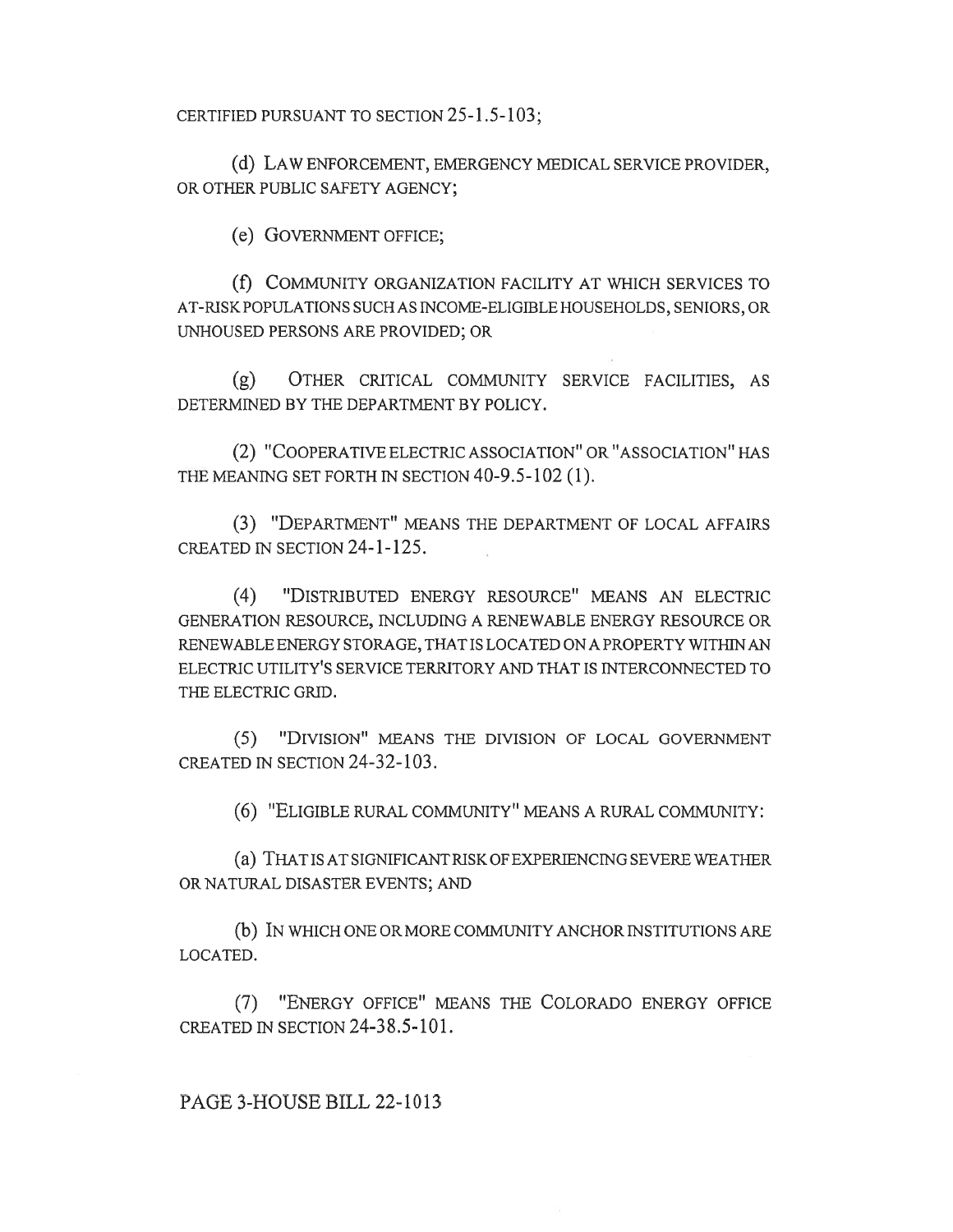CERTIFIED PURSUANT TO SECTION 25-1.5-103;

(d) LAW ENFORCEMENT, EMERGENCY MEDICAL SERVICE PROVIDER, OR OTHER PUBLIC SAFETY AGENCY;

(e) GOVERNMENT OFFICE;

(f) COMMUNITY ORGANIZATION FACILITY AT WHICH SERVICES TO AT-RISK POPULATIONS SUCH AS INCOME-ELIGIBLE HOUSEHOLDS, SENIORS, OR UNHOUSED PERSONS ARE PROVIDED; OR

(g) OTHER CRITICAL COMMUNITY SERVICE FACILITIES, AS DETERMINED BY THE DEPARTMENT BY POLICY.

(2) "COOPERATIVE ELECTRIC ASSOCIATION" OR "ASSOCIATION" HAS THE MEANING SET FORTH IN SECTION 40-9.5-102 (1).

(3) "DEPARTMENT" MEANS THE DEPARTMENT OF LOCAL AFFAIRS CREATED IN SECTION 24-1-125.

(4) "DISTRIBUTED ENERGY RESOURCE" MEANS AN ELECTRIC GENERATION RESOURCE, INCLUDING A RENEWABLE ENERGY RESOURCE OR RENEWABLE ENERGY STORAGE, THAT IS LOCATED ON A PROPERTY WITHIN AN ELECTRIC UTILITY'S SERVICE TERRITORY AND THAT IS INTERCONNECTED TO THE ELECTRIC GRID.

(5) "DIVISION" MEANS THE DIVISION OF LOCAL GOVERNMENT CREATED IN SECTION 24-32-103.

(6) "ELIGIBLE RURAL COMMUNITY" MEANS A RURAL COMMUNITY:

(a) THAT IS AT SIGNIFICANT RISK OF EXPERIENCING SEVERE WEATHER OR NATURAL DISASTER EVENTS; AND

(b) IN WHICH ONE OR MORE COMMUNITY ANCHOR INSTITUTIONS ARE LOCATED.

(7) "ENERGY OFFICE" MEANS THE COLORADO ENERGY OFFICE CREATED IN SECTION 24-38.5-101.

PAGE 3-HOUSE BILL 22-1013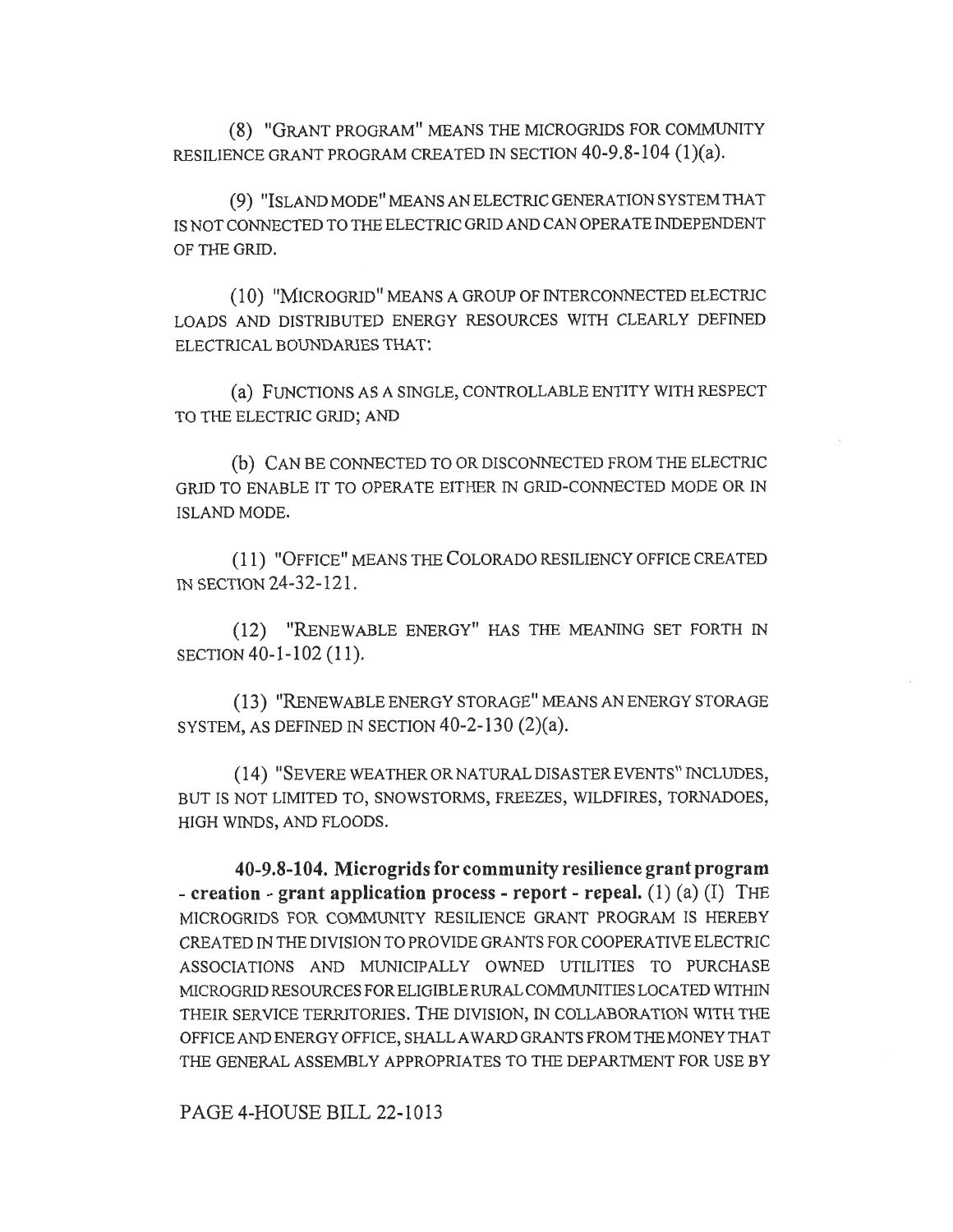(8) "GRANT PROGRAM" MEANS THE MICROGRIDS FOR COMMUNITY RESILIENCE GRANT PROGRAM CREATED IN SECTION 40-9.8-104 (1)(a).

(9) "ISLAND MODE" MEANS AN ELECTRIC GENERATION SYSTEM THAT IS NOT CONNECTED TO THE ELECTRIC GRID AND CAN OPERATE INDEPENDENT OF THE GRID.

(10) "MICROGRID" MEANS A GROUP OF INTERCONNECTED ELECTRIC LOADS AND DISTRIBUTED ENERGY RESOURCES WITH CLEARLY DEFINED ELECTRICAL BOUNDARIES THAT:

(a) FUNCTIONS AS A SINGLE, CONTROLLABLE ENTITY WITH RESPECT TO THE ELECTRIC GRID; AND

(b) CAN BE CONNECTED TO OR DISCONNECTED FROM THE ELECTRIC GRID TO ENABLE IT TO OPERATE EITHER IN GRID-CONNECTED MODE OR IN ISLAND MODE.

(11) "OFFICE" MEANS THE COLORADO RESILIENCY OFFICE CREATED IN SECTION 24-32-121.

(12) "RENEWABLE ENERGY" HAS THE MEANING SET FORTH IN SECTION 40-1-102 (11).

(13) "RENEWABLE ENERGY STORAGE" MEANS AN ENERGY STORAGE SYSTEM, AS DEFINED IN SECTION 40-2-130 (2)(a).

(14) "SEVERE WEATHER OR NATURAL DISASTER EVENTS" INCLUDES, BUT IS NOT LIMITED TO, SNOWSTORMS, FREEZES, WILDFIRES, TORNADOES, HIGH WINDS, AND FLOODS.

**40-9.8-104. Microgrids for community resilience grant program - creation - grant application process - report - repeal.** (1) (a) (I) THE MICROGRIDS FOR COMMUNITY RESILIENCE GRANT PROGRAM IS HEREBY CREATED IN THE DIVISION TO PROVIDE GRANTS FOR COOPERATIVE ELECTRIC ASSOCIATIONS AND MUNICIPALLY OWNED UTILITIES TO PURCHASE MICROGRID RESOURCES FOR ELIGIBLE RURAL COMMUNITIES LOCATED WITHIN THEIR SERVICE TERRITORIES. THE DIVISION, IN COLLABORATION WITH THE OFFICE AND ENERGY OFFICE, SHALL AWARD GRANTS FROM THE MONEY THAT THE GENERAL ASSEMBLY APPROPRIATES TO THE DEPARTMENT FOR USE BY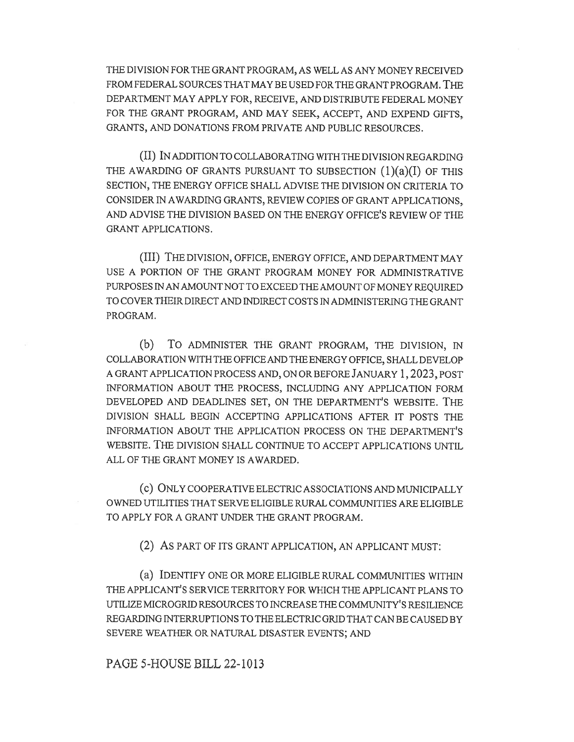THE DIVISION FOR THE GRANT PROGRAM, AS WELL AS ANY MONEY RECEIVED FROM FEDERAL SOURCES THAT MAY BE USED FOR THE GRANT PROGRAM. THE DEPARTMENT MAY APPLY FOR, RECEIVE, AND DISTRIBUTE FEDERAL MONEY FOR THE GRANT PROGRAM, AND MAY SEEK, ACCEPT, AND EXPEND GIFTS, GRANTS, AND DONATIONS FROM PRIVATE AND PUBLIC RESOURCES.

(II) IN ADDITION TO COLLABORATING WITH THE DIVISION REGARDING THE AWARDING OF GRANTS PURSUANT TO SUBSECTION (1)(a)(I) OF THIS SECTION, THE ENERGY OFFICE SHALL ADVISE THE DIVISION ON CRITERIA TO CONSIDER IN AWARDING GRANTS, REVIEW COPIES OF GRANT APPLICATIONS, AND ADVISE THE DIVISION BASED ON THE ENERGY OFFICE'S REVIEW OF THE GRANT APPLICATIONS.

(III) THE DIVISION, OFFICE, ENERGY OFFICE, AND DEPARTMENT MAY USE A PORTION OF THE GRANT PROGRAM MONEY FOR ADMINISTRATIVE PURPOSES IN AN AMOUNT NOT TO EXCEED THE AMOUNT OF MONEY REQUIRED TO COVER THEIR DIRECT AND INDIRECT COSTS IN ADMINISTERING THE GRANT PROGRAM.

(b) TO ADMINISTER THE GRANT PROGRAM, THE DIVISION, IN COLLABORATION WITH THE OFFICE AND THE ENERGY OFFICE, SHALL DEVELOP A GRANT APPLICATION PROCESS AND, ON OR BEFORE JANUARY 1, 2023, POST INFORMATION ABOUT THE PROCESS, INCLUDING ANY APPLICATION FORM DEVELOPED AND DEADLINES SET, ON THE DEPARTMENT'S WEBSITE. THE DIVISION SHALL BEGIN ACCEPTING APPLICATIONS AFTER IT POSTS THE INFORMATION ABOUT THE APPLICATION PROCESS ON THE DEPARTMENT'S WEBSITE. THE DIVISION SHALL CONTINUE TO ACCEPT APPLICATIONS UNTIL ALL OF THE GRANT MONEY IS AWARDED.

(c) ONLY COOPERATIVE ELECTRIC ASSOCIATIONS AND MUNICIPALLY OWNED UTILITIES THAT SERVE ELIGIBLE RURAL COMMUNITIES ARE ELIGIBLE TO APPLY FOR A GRANT UNDER THE GRANT PROGRAM.

(2) AS PART OF ITS GRANT APPLICATION, AN APPLICANT MUST:

(a) IDENTIFY ONE OR MORE ELIGIBLE RURAL COMMUNITIES WITHIN THE APPLICANT'S SERVICE TERRITORY FOR WHICH THE APPLICANT PLANS TO UTILIZE MICROGRID RESOURCES TO INCREASE THE COMMUNITY'S RESILIENCE REGARDING INTERRUPTIONS TO THE ELECTRIC GRID THAT CAN BE CAUSED BY SEVERE WEATHER OR NATURAL DISASTER EVENTS; AND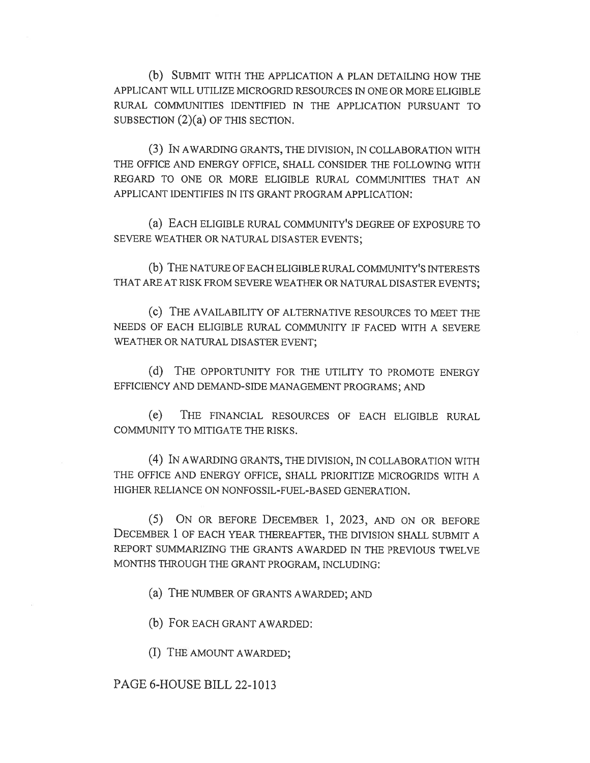(b) SUBMIT WITH THE APPLICATION A PLAN DETAILING HOW THE APPLICANT WILL UTILIZE MICROGRID RESOURCES IN ONE OR MORE ELIGIBLE RURAL COMMUNITIES IDENTIFIED IN THE APPLICATION PURSUANT TO SUBSECTION (2)(a) OF THIS SECTION.

(3) IN AWARDING GRANTS, THE DIVISION, IN COLLABORATION WITH THE OFFICE AND ENERGY OFFICE, SHALL CONSIDER THE FOLLOWING WITH REGARD TO ONE OR MORE ELIGIBLE RURAL COMMUNITIES THAT AN APPLICANT IDENTIFIES IN ITS GRANT PROGRAM APPLICATION:

(a) EACH ELIGIBLE RURAL COMMUNITY'S DEGREE OF EXPOSURE TO SEVERE WEATHER OR NATURAL DISASTER EVENTS;

(b) THE NATURE OF EACH ELIGIBLE RURAL COMMUNITY'S INTERESTS THAT ARE AT RISK FROM SEVERE WEATHER OR NATURAL DISASTER EVENTS;

(c) THE AVAILABILITY OF ALTERNATIVE RESOURCES TO MEET THE NEEDS OF EACH ELIGIBLE RURAL COMMUNITY IF FACED WITH A SEVERE WEATHER OR NATURAL DISASTER EVENT;

(d) THE OPPORTUNITY FOR THE UTILITY TO PROMOTE ENERGY EFFICIENCY AND DEMAND-SIDE MANAGEMENT PROGRAMS; AND

(e) THE FINANCIAL RESOURCES OF EACH ELIGIBLE RURAL COMMUNITY TO MITIGATE THE RISKS.

(4) IN AWARDING GRANTS, THE DIVISION, IN COLLABORATION WITH THE OFFICE AND ENERGY OFFICE, SHALL PRIORITIZE MICROGRIDS WITH A HIGHER RELIANCE ON NONFOSSIL-FUEL-BASED GENERATION.

(5) ON OR BEFORE DECEMBER 1, 2023, AND ON OR BEFORE DECEMBER 1 OF EACH YEAR THEREAFTER, THE DIVISION SHALL SUBMIT A REPORT SUMMARIZING THE GRANTS AWARDED IN THE PREVIOUS TWELVE MONTHS THROUGH THE GRANT PROGRAM, INCLUDING:

(a) THE NUMBER OF GRANTS AWARDED; AND

(b) FOR EACH GRANT AWARDED:

(I) THE AMOUNT AWARDED;

PAGE 6-HOUSE BILL 22-1013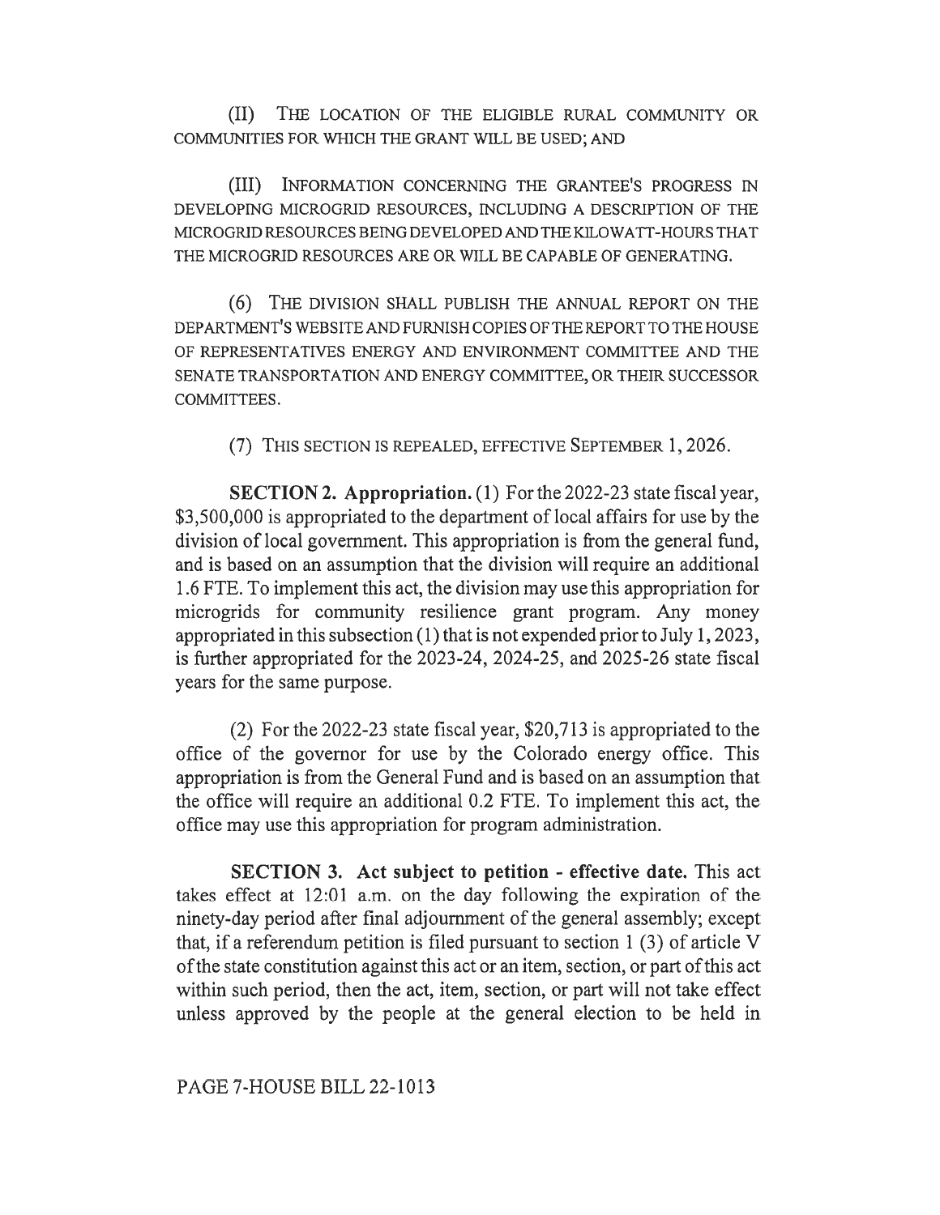(II) THE LOCATION OF THE ELIGIBLE RURAL COMMUNITY OR COMMUNITIES FOR WHICH THE GRANT WILL BE USED; AND

(III) INFORMATION CONCERNING THE GRANTEE'S PROGRESS IN DEVELOPING MICROGRID RESOURCES, INCLUDING A DESCRIPTION OF THE MICROGRID RESOURCES BEING DEVELOPED AND THE KILOWATT-HOURS THAT THE MICROGRID RESOURCES ARE OR WILL BE CAPABLE OF GENERATING.

(6) THE DIVISION SHALL PUBLISH THE ANNUAL REPORT ON THE DEPARTMENT'S WEBSITE AND FURNISH COPIES OF THE REPORT TO THE HOUSE OF REPRESENTATIVES ENERGY AND ENVIRONMENT COMMITTEE AND THE SENATE TRANSPORTATION AND ENERGY COMMITTEE, OR THEIR SUCCESSOR COMMITTEES.

(7) THIS SECTION IS REPEALED, EFFECTIVE SEPTEMBER 1, 2026.

**SECTION 2. Appropriation.** (1) For the 2022-23 state fiscal year, $3,500,000 is appropriated to the department of local affairs for use by the division of local government. This appropriation is from the general fund, and is based on an assumption that the division will require an additional 1.6 FTE. To implement this act, the division may use this appropriation for microgrids for community resilience grant program. Any money appropriated in this subsection (1) that is not expended prior to July 1, 2023, is further appropriated for the 2023-24, 2024-25, and 2025-26 state fiscal years for the same purpose.

(2) For the 2022-23 state fiscal year, $20,713 is appropriated to the office of the governor for use by the Colorado energy office. This appropriation is from the General Fund and is based on an assumption that the office will require an additional 0.2 FTE. To implement this act, the office may use this appropriation for program administration.

**SECTION 3. Act subject to petition - effective date.** This act takes effect at 12:01 a.m. on the day following the expiration of the ninety-day period after final adjournment of the general assembly; except that, if a referendum petition is filed pursuant to section 1 (3) of article V of the state constitution against this act or an item, section, or part of this act within such period, then the act, item, section, or part will not take effect unless approved by the people at the general election to be held in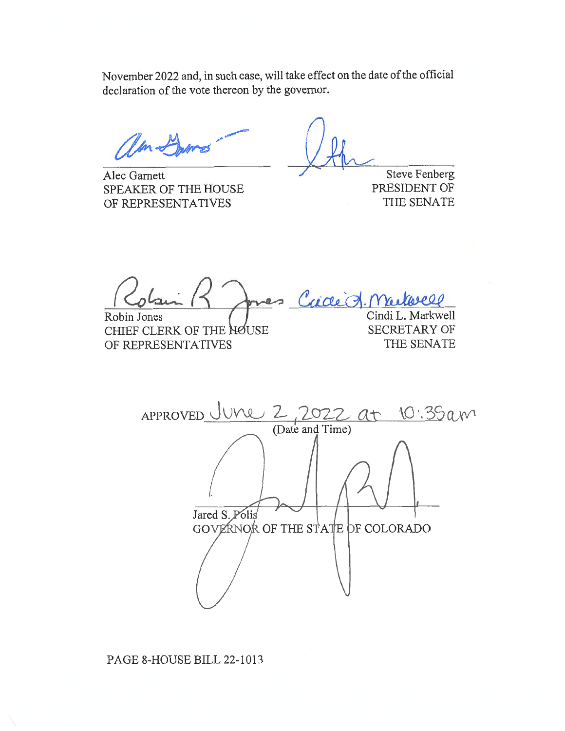November 2022 and, in such case, will take effect on the date of the official declaration of the vote thereon by the governor.

Alec Garnett
SPEAKER OF THE HOUSE
OF REPRESENTATIVES

Steve Fenberg
PRESIDENT OF
THE SENATE

Robin Jones
CHIEF CLERK OF THE HOUSE
OF REPRESENTATIVES

Cindi L. Markwell
SECRETARY OF
THE SENATE

APPROVED June 2, 2022 at 10:35am
(Date and Time)

Jared S. Polis
GOVERNOR OF THE STATE OF COLORADO

PAGE 8-HOUSE BILL 22-1013